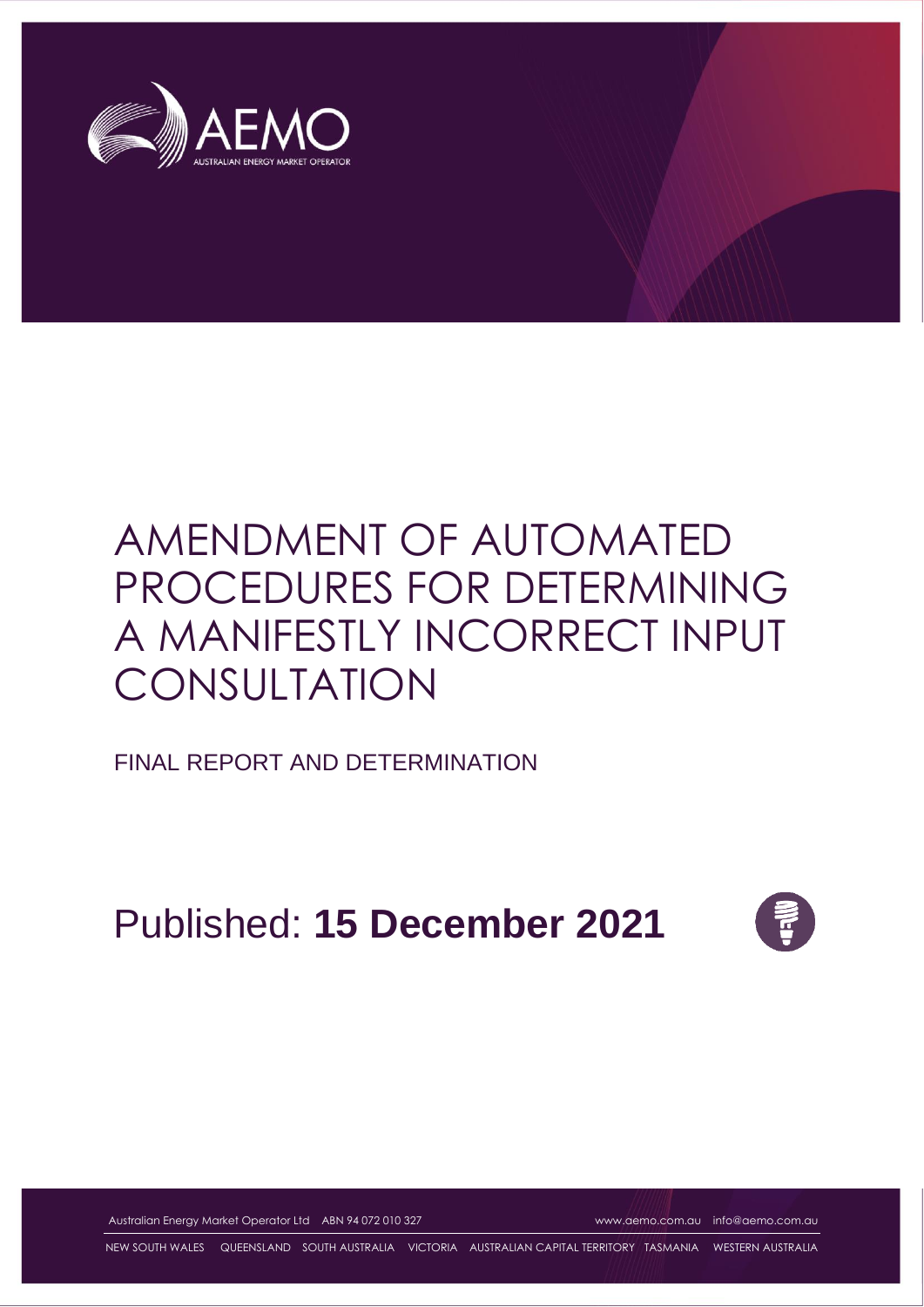# AMENDMENT OF AUTOMATED PROCEDURES FOR DETERMINING A MANIFESTLY INCORRECT INPUT CONSULTATION

FINAL REPORT AND DETERMINATION

Published: **15 December 2021**

Australian Energy Market Operator Ltd ABN 94 072 010 327 www.aemo.com.au info@aemo.com.au

NEW SOUTH WALES QUEENSLAND SOUTH AUSTRALIA VICTORIA AUSTRALIAN CAPITAL TERRITORY TASMANIA WESTERN AUSTRALIA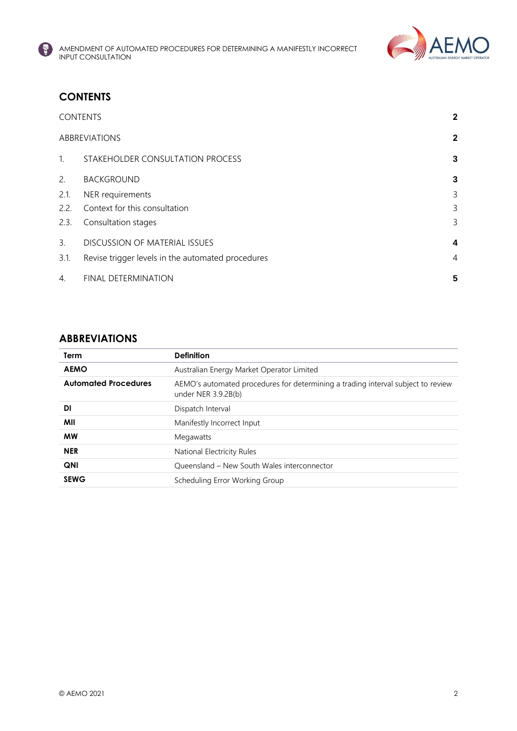## CONTENTS

| | |
|---|---|
| CONTENTS | 2 |
| ABBREVIATIONS | 2 |
| 1. STAKEHOLDER CONSULTATION PROCESS | 3 |
| 2. BACKGROUND | 3 |
| 2.1. NER requirements | 3 |
| 2.2. Context for this consultation | 3 |
| 2.3. Consultation stages | 3 |
| 3. DISCUSSION OF MATERIAL ISSUES | 4 |
| 3.1. Revise trigger levels in the automated procedures | 4 |
| 4. FINAL DETERMINATION | 5 |

## ABBREVIATIONS

| Term | Definition |
|---|---|
| **AEMO** | Australian Energy Market Operator Limited |
| **Automated Procedures** | AEMO's automated procedures for determining a trading interval subject to review under NER 3.9.2B(b) |
| **DI** | Dispatch Interval |
| **MII** | Manifestly Incorrect Input |
| **MW** | Megawatts |
| **NER** | National Electricity Rules |
| **QNI** | Queensland – New South Wales interconnector |
| **SEWG** | Scheduling Error Working Group |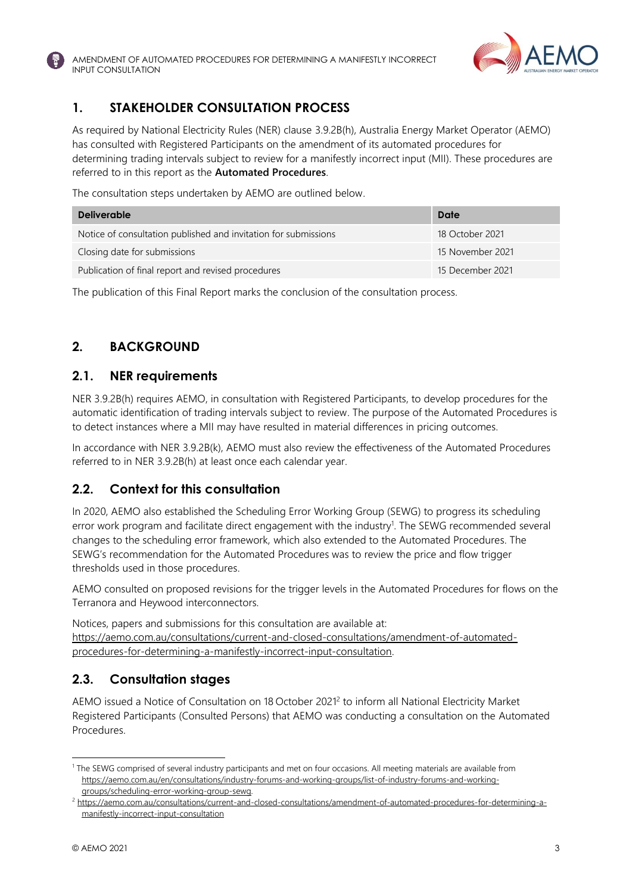## 1. STAKEHOLDER CONSULTATION PROCESS

As required by National Electricity Rules (NER) clause 3.9.2B(h), Australia Energy Market Operator (AEMO) has consulted with Registered Participants on the amendment of its automated procedures for determining trading intervals subject to review for a manifestly incorrect input (MII). These procedures are referred to in this report as the **Automated Procedures**.

The consultation steps undertaken by AEMO are outlined below.

| Deliverable | Date |
| --- | --- |
| Notice of consultation published and invitation for submissions | 18 October 2021 |
| Closing date for submissions | 15 November 2021 |
| Publication of final report and revised procedures | 15 December 2021 |

The publication of this Final Report marks the conclusion of the consultation process.

## 2. BACKGROUND

### 2.1. NER requirements

NER 3.9.2B(h) requires AEMO, in consultation with Registered Participants, to develop procedures for the automatic identification of trading intervals subject to review. The purpose of the Automated Procedures is to detect instances where a MII may have resulted in material differences in pricing outcomes.

In accordance with NER 3.9.2B(k), AEMO must also review the effectiveness of the Automated Procedures referred to in NER 3.9.2B(h) at least once each calendar year.

### 2.2. Context for this consultation

In 2020, AEMO also established the Scheduling Error Working Group (SEWG) to progress its scheduling error work program and facilitate direct engagement with the industry[1]. The SEWG recommended several changes to the scheduling error framework, which also extended to the Automated Procedures. The SEWG's recommendation for the Automated Procedures was to review the price and flow trigger thresholds used in those procedures.

AEMO consulted on proposed revisions for the trigger levels in the Automated Procedures for flows on the Terranora and Heywood interconnectors.

Notices, papers and submissions for this consultation are available at: https://aemo.com.au/consultations/current-and-closed-consultations/amendment-of-automated-procedures-for-determining-a-manifestly-incorrect-input-consultation.

### 2.3. Consultation stages

AEMO issued a Notice of Consultation on 18 October 2021[2] to inform all National Electricity Market Registered Participants (Consulted Persons) that AEMO was conducting a consultation on the Automated Procedures.

---

[1] The SEWG comprised of several industry participants and met on four occasions. All meeting materials are available from https://aemo.com.au/en/consultations/industry-forums-and-working-groups/list-of-industry-forums-and-working-groups/scheduling-error-working-group-sewg.

[2] https://aemo.com.au/consultations/current-and-closed-consultations/amendment-of-automated-procedures-for-determining-a-manifestly-incorrect-input-consultation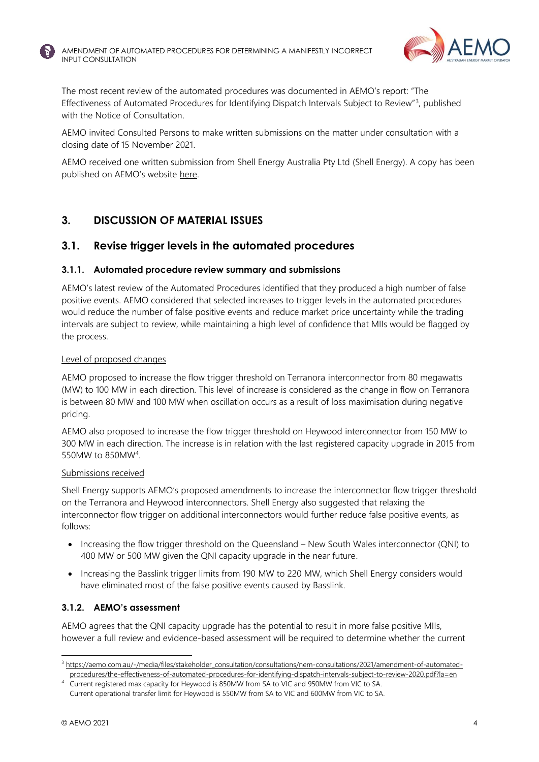The most recent review of the automated procedures was documented in AEMO's report: "The Effectiveness of Automated Procedures for Identifying Dispatch Intervals Subject to Review"[3], published with the Notice of Consultation.

AEMO invited Consulted Persons to make written submissions on the matter under consultation with a closing date of 15 November 2021.

AEMO received one written submission from Shell Energy Australia Pty Ltd (Shell Energy). A copy has been published on AEMO's website here.

## 3. DISCUSSION OF MATERIAL ISSUES

### 3.1. Revise trigger levels in the automated procedures

#### 3.1.1. Automated procedure review summary and submissions

AEMO's latest review of the Automated Procedures identified that they produced a high number of false positive events. AEMO considered that selected increases to trigger levels in the automated procedures would reduce the number of false positive events and reduce market price uncertainty while the trading intervals are subject to review, while maintaining a high level of confidence that MIIs would be flagged by the process.

Level of proposed changes

AEMO proposed to increase the flow trigger threshold on Terranora interconnector from 80 megawatts (MW) to 100 MW in each direction. This level of increase is considered as the change in flow on Terranora is between 80 MW and 100 MW when oscillation occurs as a result of loss maximisation during negative pricing.

AEMO also proposed to increase the flow trigger threshold on Heywood interconnector from 150 MW to 300 MW in each direction. The increase is in relation with the last registered capacity upgrade in 2015 from 550MW to 850MW[4].

Submissions received

Shell Energy supports AEMO's proposed amendments to increase the interconnector flow trigger threshold on the Terranora and Heywood interconnectors. Shell Energy also suggested that relaxing the interconnector flow trigger on additional interconnectors would further reduce false positive events, as follows:

- Increasing the flow trigger threshold on the Queensland – New South Wales interconnector (QNI) to 400 MW or 500 MW given the QNI capacity upgrade in the near future.
- Increasing the Basslink trigger limits from 190 MW to 220 MW, which Shell Energy considers would have eliminated most of the false positive events caused by Basslink.

#### 3.1.2. AEMO's assessment

AEMO agrees that the QNI capacity upgrade has the potential to result in more false positive MIIs, however a full review and evidence-based assessment will be required to determine whether the current

---

[3] https://aemo.com.au/-/media/files/stakeholder_consultation/consultations/nem-consultations/2021/amendment-of-automated-procedures/the-effectiveness-of-automated-procedures-for-identifying-dispatch-intervals-subject-to-review-2020.pdf?la=en

[4] Current registered max capacity for Heywood is 850MW from SA to VIC and 950MW from VIC to SA. Current operational transfer limit for Heywood is 550MW from SA to VIC and 600MW from VIC to SA.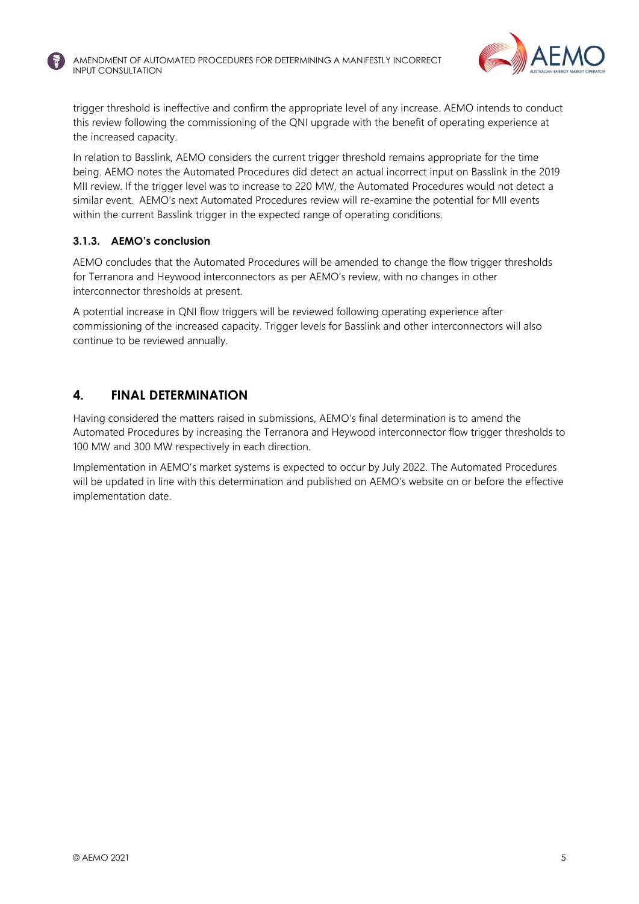trigger threshold is ineffective and confirm the appropriate level of any increase. AEMO intends to conduct this review following the commissioning of the QNI upgrade with the benefit of operating experience at the increased capacity.

In relation to Basslink, AEMO considers the current trigger threshold remains appropriate for the time being. AEMO notes the Automated Procedures did detect an actual incorrect input on Basslink in the 2019 MII review. If the trigger level was to increase to 220 MW, the Automated Procedures would not detect a similar event. AEMO's next Automated Procedures review will re-examine the potential for MII events within the current Basslink trigger in the expected range of operating conditions.

### 3.1.3. AEMO's conclusion

AEMO concludes that the Automated Procedures will be amended to change the flow trigger thresholds for Terranora and Heywood interconnectors as per AEMO's review, with no changes in other interconnector thresholds at present.

A potential increase in QNI flow triggers will be reviewed following operating experience after commissioning of the increased capacity. Trigger levels for Basslink and other interconnectors will also continue to be reviewed annually.

## 4. FINAL DETERMINATION

Having considered the matters raised in submissions, AEMO's final determination is to amend the Automated Procedures by increasing the Terranora and Heywood interconnector flow trigger thresholds to 100 MW and 300 MW respectively in each direction.

Implementation in AEMO's market systems is expected to occur by July 2022. The Automated Procedures will be updated in line with this determination and published on AEMO's website on or before the effective implementation date.